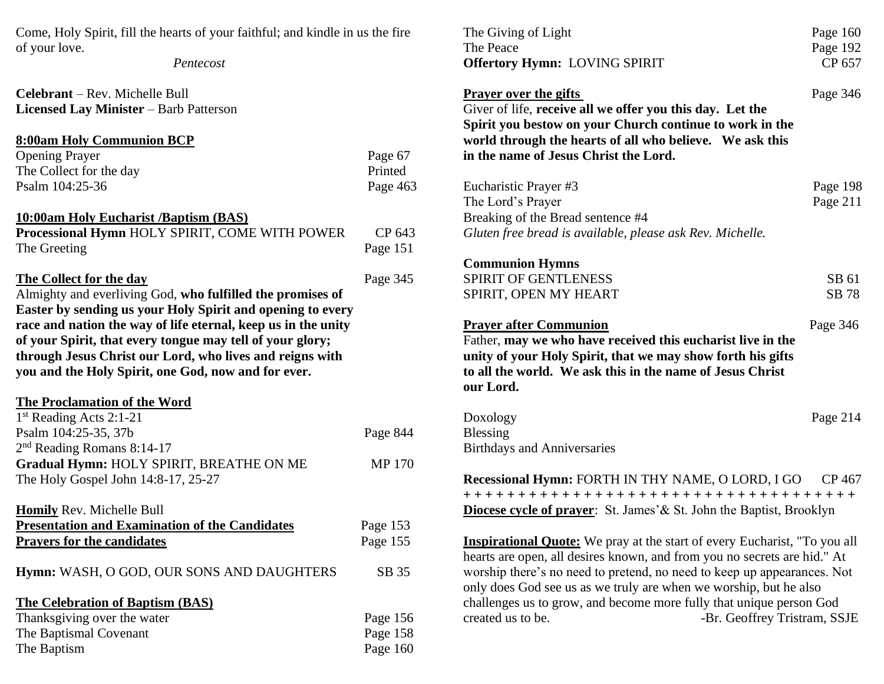Come, Holy Spirit, fill the hearts of your faithful; and kindle in us the fire of your love.

*Pentecost*

**Celebrant** – Rev. Michelle Bull
**Licensed Lay Minister** – Barb Patterson

**8:00am Holy Communion BCP**

| | |
|---|---|
| Opening Prayer | Page 67 |
| The Collect for the day | Printed |
| Psalm 104:25-36 | Page 463 |

**10:00am Holy Eucharist /Baptism (BAS)**

| | |
|---|---|
| **Processional Hymn** HOLY SPIRIT, COME WITH POWER | CP 643 |
| The Greeting | Page 151 |

**The Collect for the day** — Page 345

Almighty and everliving God, **who fulfilled the promises of Easter by sending us your Holy Spirit and opening to every race and nation the way of life eternal, keep us in the unity of your Spirit, that every tongue may tell of your glory; through Jesus Christ our Lord, who lives and reigns with you and the Holy Spirit, one God, now and for ever.**

**The Proclamation of the Word**

| | |
|---|---|
| 1st Reading Acts 2:1-21 | |
| Psalm 104:25-35, 37b | Page 844 |
| 2nd Reading Romans 8:14-17 | |
| **Gradual Hymn:** HOLY SPIRIT, BREATHE ON ME | MP 170 |
| The Holy Gospel John 14:8-17, 25-27 | |

**Homily** Rev. Michelle Bull

| | |
|---|---|
| **Presentation and Examination of the Candidates** | Page 153 |
| **Prayers for the candidates** | Page 155 |

| | |
|---|---|
| **Hymn:** WASH, O GOD, OUR SONS AND DAUGHTERS | SB 35 |

**The Celebration of Baptism (BAS)**

| | |
|---|---|
| Thanksgiving over the water | Page 156 |
| The Baptismal Covenant | Page 158 |
| The Baptism | Page 160 |
| The Giving of Light | Page 160 |
| The Peace | Page 192 |
| **Offertory Hymn:** LOVING SPIRIT | CP 657 |

**Prayer over the gifts** — Page 346

Giver of life, **receive all we offer you this day. Let the Spirit you bestow on your Church continue to work in the world through the hearts of all who believe. We ask this in the name of Jesus Christ the Lord.**

| | |
|---|---|
| Eucharistic Prayer #3 | Page 198 |
| The Lord's Prayer | Page 211 |
| Breaking of the Bread sentence #4 | |

*Gluten free bread is available, please ask Rev. Michelle.*

**Communion Hymns**

| | |
|---|---|
| SPIRIT OF GENTLENESS | SB 61 |
| SPIRIT, OPEN MY HEART | SB 78 |

**Prayer after Communion** — Page 346

Father, **may we who have received this eucharist live in the unity of your Holy Spirit, that we may show forth his gifts to all the world. We ask this in the name of Jesus Christ our Lord.**

| | |
|---|---|
| Doxology | Page 214 |
| Blessing | |
| Birthdays and Anniversaries | |

| | |
|---|---|
| **Recessional Hymn:** FORTH IN THY NAME, O LORD, I GO | CP 467 |

+ + + + + + + + + + + + + + + + + + + + + + + + + + + + + + + + + + + + + +

**Diocese cycle of prayer**: St. James'& St. John the Baptist, Brooklyn

**Inspirational Quote:** We pray at the start of every Eucharist, "To you all hearts are open, all desires known, and from you no secrets are hid." At worship there's no need to pretend, no need to keep up appearances. Not only does God see us as we truly are when we worship, but he also challenges us to grow, and become more fully that unique person God created us to be. -Br. Geoffrey Tristram, SSJE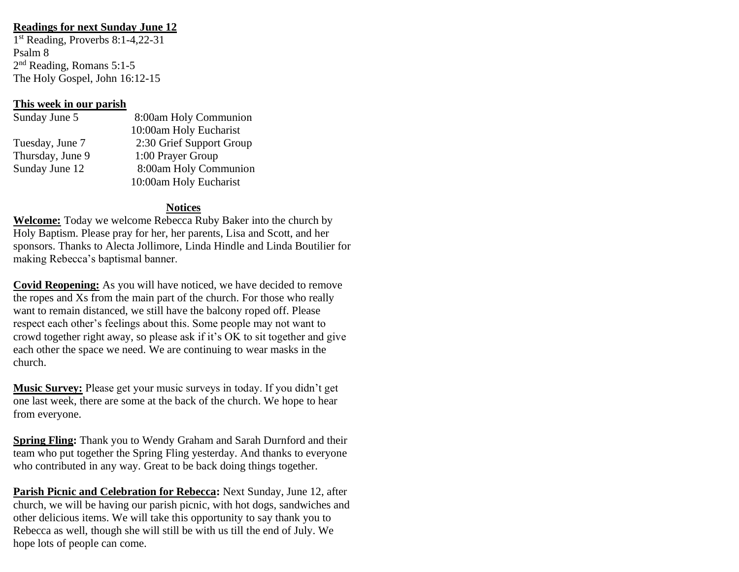**Readings for next Sunday June 12**

1st Reading, Proverbs 8:1-4,22-31
Psalm 8
2nd Reading, Romans 5:1-5
The Holy Gospel, John 16:12-15

**This week in our parish**

| | |
|---|---|
| Sunday June 5 | 8:00am Holy Communion |
| | 10:00am Holy Eucharist |
| Tuesday, June 7 | 2:30 Grief Support Group |
| Thursday, June 9 | 1:00 Prayer Group |
| Sunday June 12 | 8:00am Holy Communion |
| | 10:00am Holy Eucharist |

**Notices**

**Welcome:** Today we welcome Rebecca Ruby Baker into the church by Holy Baptism. Please pray for her, her parents, Lisa and Scott, and her sponsors. Thanks to Alecta Jollimore, Linda Hindle and Linda Boutilier for making Rebecca's baptismal banner.

**Covid Reopening:** As you will have noticed, we have decided to remove the ropes and Xs from the main part of the church. For those who really want to remain distanced, we still have the balcony roped off. Please respect each other's feelings about this. Some people may not want to crowd together right away, so please ask if it's OK to sit together and give each other the space we need. We are continuing to wear masks in the church.

**Music Survey:** Please get your music surveys in today. If you didn't get one last week, there are some at the back of the church. We hope to hear from everyone.

**Spring Fling:** Thank you to Wendy Graham and Sarah Durnford and their team who put together the Spring Fling yesterday. And thanks to everyone who contributed in any way. Great to be back doing things together.

**Parish Picnic and Celebration for Rebecca:** Next Sunday, June 12, after church, we will be having our parish picnic, with hot dogs, sandwiches and other delicious items. We will take this opportunity to say thank you to Rebecca as well, though she will still be with us till the end of July. We hope lots of people can come.